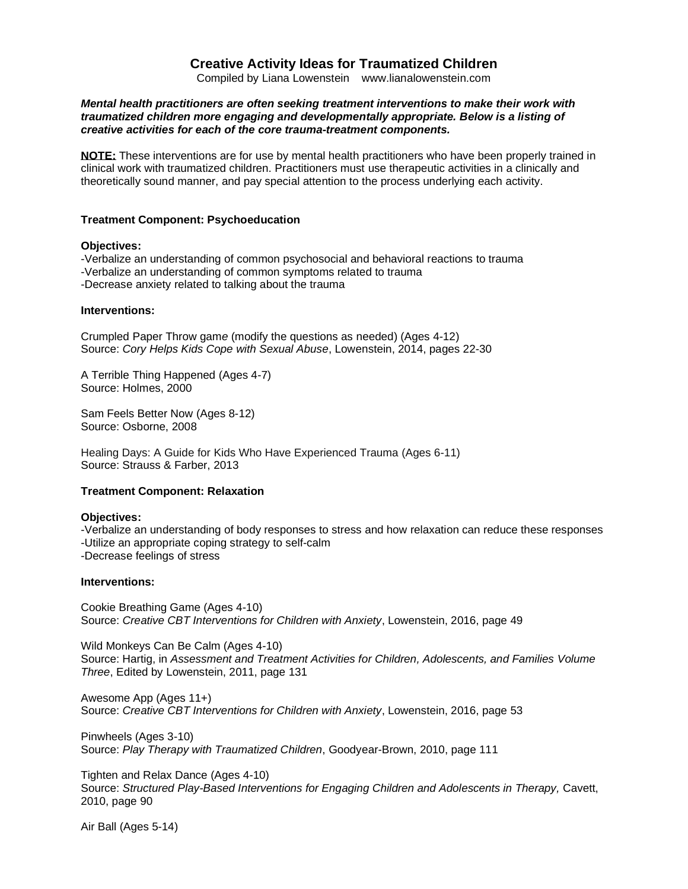# Creative Activity Ideas for Traumatized Children

Compiled by Liana Lowenstein    www.lianalowenstein.com

***Mental health practitioners are often seeking treatment interventions to make their work with traumatized children more engaging and developmentally appropriate. Below is a listing of creative activities for each of the core trauma-treatment components.***

**NOTE:** These interventions are for use by mental health practitioners who have been properly trained in clinical work with traumatized children. Practitioners must use therapeutic activities in a clinically and theoretically sound manner, and pay special attention to the process underlying each activity.

## Treatment Component: Psychoeducation

**Objectives:**

-Verbalize an understanding of common psychosocial and behavioral reactions to trauma
-Verbalize an understanding of common symptoms related to trauma
-Decrease anxiety related to talking about the trauma

**Interventions:**

Crumpled Paper Throw game (modify the questions as needed) (Ages 4-12)
Source: *Cory Helps Kids Cope with Sexual Abuse*, Lowenstein, 2014, pages 22-30

A Terrible Thing Happened (Ages 4-7)
Source: Holmes, 2000

Sam Feels Better Now (Ages 8-12)
Source: Osborne, 2008

Healing Days: A Guide for Kids Who Have Experienced Trauma (Ages 6-11)
Source: Strauss & Farber, 2013

## Treatment Component: Relaxation

**Objectives:**

-Verbalize an understanding of body responses to stress and how relaxation can reduce these responses
-Utilize an appropriate coping strategy to self-calm
-Decrease feelings of stress

**Interventions:**

Cookie Breathing Game (Ages 4-10)
Source: *Creative CBT Interventions for Children with Anxiety*, Lowenstein, 2016, page 49

Wild Monkeys Can Be Calm (Ages 4-10)
Source: Hartig, in *Assessment and Treatment Activities for Children, Adolescents, and Families Volume Three*, Edited by Lowenstein, 2011, page 131

Awesome App (Ages 11+)
Source: *Creative CBT Interventions for Children with Anxiety*, Lowenstein, 2016, page 53

Pinwheels (Ages 3-10)
Source: *Play Therapy with Traumatized Children*, Goodyear-Brown, 2010, page 111

Tighten and Relax Dance (Ages 4-10)
Source: *Structured Play-Based Interventions for Engaging Children and Adolescents in Therapy,* Cavett, 2010, page 90

Air Ball (Ages 5-14)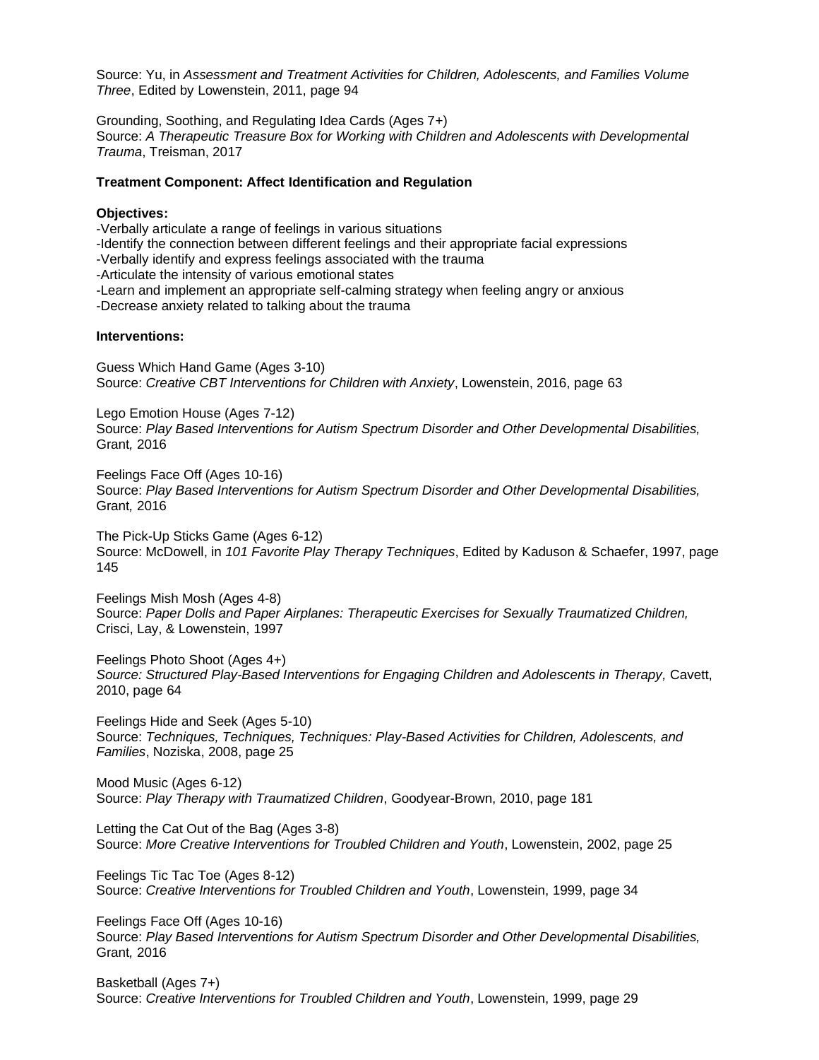Source: Yu, in *Assessment and Treatment Activities for Children, Adolescents, and Families Volume Three*, Edited by Lowenstein, 2011, page 94

Grounding, Soothing, and Regulating Idea Cards (Ages 7+)
Source: *A Therapeutic Treasure Box for Working with Children and Adolescents with Developmental Trauma*, Treisman, 2017

**Treatment Component: Affect Identification and Regulation**

**Objectives:**

-Verbally articulate a range of feelings in various situations
-Identify the connection between different feelings and their appropriate facial expressions
-Verbally identify and express feelings associated with the trauma
-Articulate the intensity of various emotional states
-Learn and implement an appropriate self-calming strategy when feeling angry or anxious
-Decrease anxiety related to talking about the trauma

**Interventions:**

Guess Which Hand Game (Ages 3-10)
Source: *Creative CBT Interventions for Children with Anxiety*, Lowenstein, 2016, page 63

Lego Emotion House (Ages 7-12)
Source: *Play Based Interventions for Autism Spectrum Disorder and Other Developmental Disabilities,* Grant*,* 2016

Feelings Face Off (Ages 10-16)
Source: *Play Based Interventions for Autism Spectrum Disorder and Other Developmental Disabilities,* Grant*,* 2016

The Pick-Up Sticks Game (Ages 6-12)
Source: McDowell, in *101 Favorite Play Therapy Techniques*, Edited by Kaduson & Schaefer, 1997, page 145

Feelings Mish Mosh (Ages 4-8)
Source: *Paper Dolls and Paper Airplanes: Therapeutic Exercises for Sexually Traumatized Children,* Crisci, Lay, & Lowenstein, 1997

Feelings Photo Shoot (Ages 4+)
*Source: Structured Play-Based Interventions for Engaging Children and Adolescents in Therapy,* Cavett, 2010, page 64

Feelings Hide and Seek (Ages 5-10)
Source: *Techniques, Techniques, Techniques: Play-Based Activities for Children, Adolescents, and Families*, Noziska, 2008, page 25

Mood Music (Ages 6-12)
Source: *Play Therapy with Traumatized Children*, Goodyear-Brown, 2010, page 181

Letting the Cat Out of the Bag (Ages 3-8)
Source: *More Creative Interventions for Troubled Children and Youth*, Lowenstein, 2002, page 25

Feelings Tic Tac Toe (Ages 8-12)
Source: *Creative Interventions for Troubled Children and Youth*, Lowenstein, 1999, page 34

Feelings Face Off (Ages 10-16)
Source: *Play Based Interventions for Autism Spectrum Disorder and Other Developmental Disabilities,* Grant*,* 2016

Basketball (Ages 7+)
Source: *Creative Interventions for Troubled Children and Youth*, Lowenstein, 1999, page 29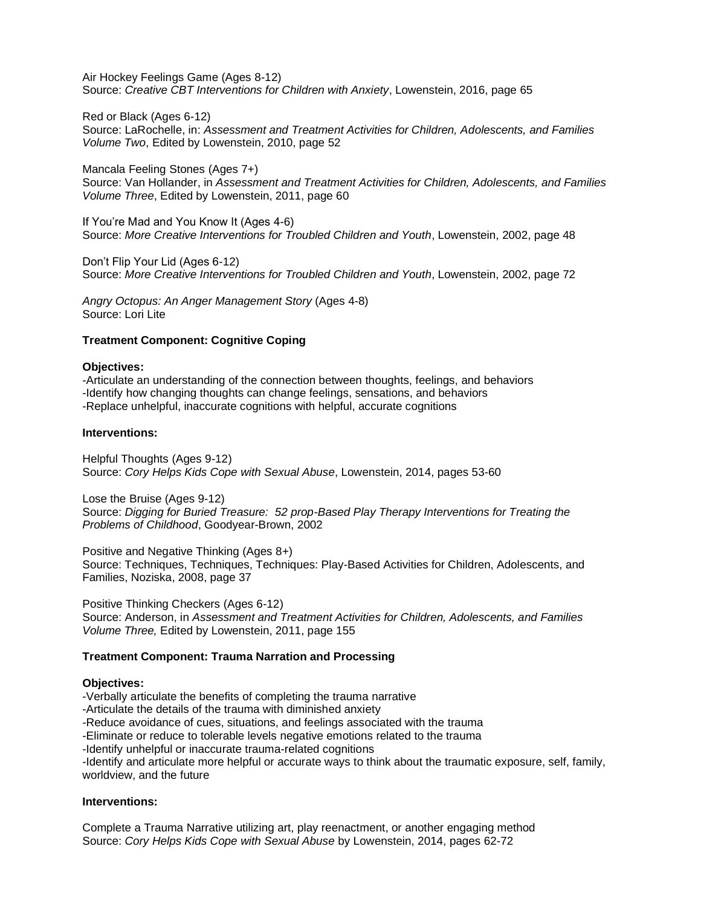Air Hockey Feelings Game (Ages 8-12)
Source: *Creative CBT Interventions for Children with Anxiety*, Lowenstein, 2016, page 65

Red or Black (Ages 6-12)
Source: LaRochelle, in: *Assessment and Treatment Activities for Children, Adolescents, and Families Volume Two*, Edited by Lowenstein, 2010, page 52

Mancala Feeling Stones (Ages 7+)
Source: Van Hollander, in *Assessment and Treatment Activities for Children, Adolescents, and Families Volume Three*, Edited by Lowenstein, 2011, page 60

If You're Mad and You Know It (Ages 4-6)
Source: *More Creative Interventions for Troubled Children and Youth*, Lowenstein, 2002, page 48

Don't Flip Your Lid (Ages 6-12)
Source: *More Creative Interventions for Troubled Children and Youth*, Lowenstein, 2002, page 72

*Angry Octopus: An Anger Management Story* (Ages 4-8)
Source: Lori Lite

**Treatment Component: Cognitive Coping**

**Objectives:**
-Articulate an understanding of the connection between thoughts, feelings, and behaviors
-Identify how changing thoughts can change feelings, sensations, and behaviors
-Replace unhelpful, inaccurate cognitions with helpful, accurate cognitions

**Interventions:**

Helpful Thoughts (Ages 9-12)
Source: *Cory Helps Kids Cope with Sexual Abuse*, Lowenstein, 2014, pages 53-60

Lose the Bruise (Ages 9-12)
Source: *Digging for Buried Treasure: 52 prop-Based Play Therapy Interventions for Treating the Problems of Childhood*, Goodyear-Brown, 2002

Positive and Negative Thinking (Ages 8+)
Source: Techniques, Techniques, Techniques: Play-Based Activities for Children, Adolescents, and Families, Noziska, 2008, page 37

Positive Thinking Checkers (Ages 6-12)
Source: Anderson, in *Assessment and Treatment Activities for Children, Adolescents, and Families Volume Three,* Edited by Lowenstein, 2011, page 155

**Treatment Component: Trauma Narration and Processing**

**Objectives:**
-Verbally articulate the benefits of completing the trauma narrative
-Articulate the details of the trauma with diminished anxiety
-Reduce avoidance of cues, situations, and feelings associated with the trauma
-Eliminate or reduce to tolerable levels negative emotions related to the trauma
-Identify unhelpful or inaccurate trauma-related cognitions
-Identify and articulate more helpful or accurate ways to think about the traumatic exposure, self, family, worldview, and the future

**Interventions:**

Complete a Trauma Narrative utilizing art, play reenactment, or another engaging method
Source: *Cory Helps Kids Cope with Sexual Abuse* by Lowenstein, 2014, pages 62-72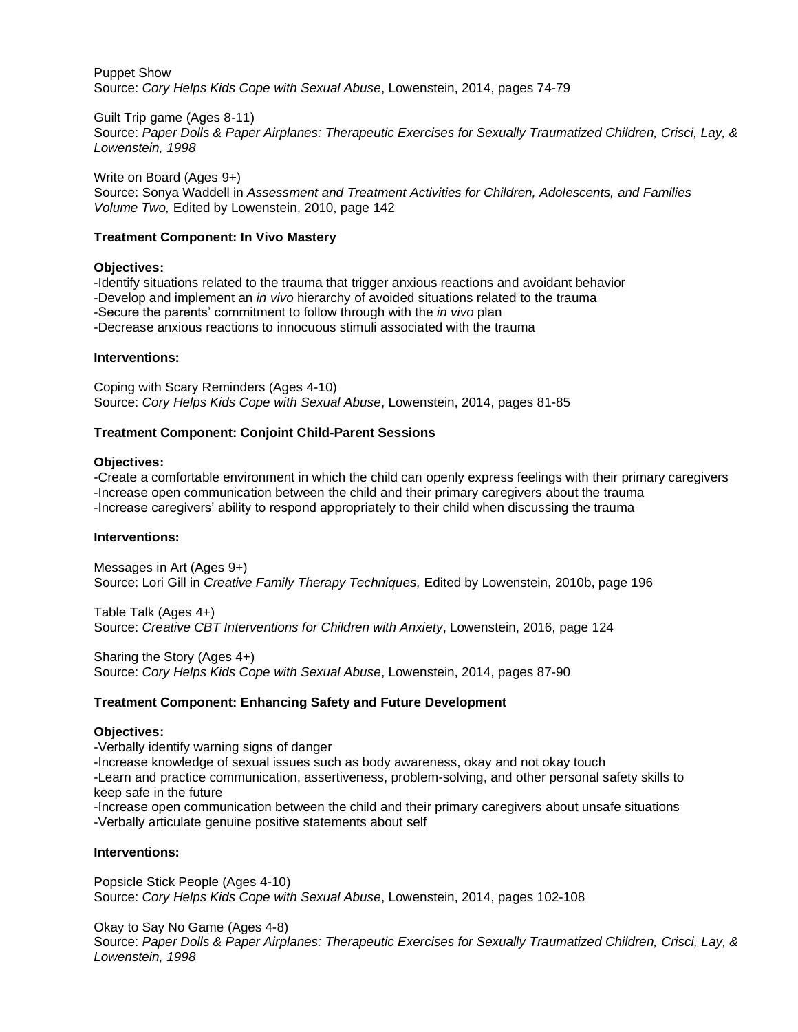Puppet Show
Source: *Cory Helps Kids Cope with Sexual Abuse*, Lowenstein, 2014, pages 74-79

Guilt Trip game (Ages 8-11)
Source: *Paper Dolls & Paper Airplanes: Therapeutic Exercises for Sexually Traumatized Children, Crisci, Lay, & Lowenstein, 1998*

Write on Board (Ages 9+)
Source: Sonya Waddell in *Assessment and Treatment Activities for Children, Adolescents, and Families Volume Two,* Edited by Lowenstein, 2010, page 142

**Treatment Component: In Vivo Mastery**

**Objectives:**

-Identify situations related to the trauma that trigger anxious reactions and avoidant behavior
-Develop and implement an *in vivo* hierarchy of avoided situations related to the trauma
-Secure the parents' commitment to follow through with the *in vivo* plan
-Decrease anxious reactions to innocuous stimuli associated with the trauma

**Interventions:**

Coping with Scary Reminders (Ages 4-10)
Source: *Cory Helps Kids Cope with Sexual Abuse*, Lowenstein, 2014, pages 81-85

**Treatment Component: Conjoint Child-Parent Sessions**

**Objectives:**

-Create a comfortable environment in which the child can openly express feelings with their primary caregivers
-Increase open communication between the child and their primary caregivers about the trauma
-Increase caregivers' ability to respond appropriately to their child when discussing the trauma

**Interventions:**

Messages in Art (Ages 9+)
Source: Lori Gill in *Creative Family Therapy Techniques,* Edited by Lowenstein, 2010b, page 196

Table Talk (Ages 4+)
Source: *Creative CBT Interventions for Children with Anxiety*, Lowenstein, 2016, page 124

Sharing the Story (Ages 4+)
Source: *Cory Helps Kids Cope with Sexual Abuse*, Lowenstein, 2014, pages 87-90

**Treatment Component: Enhancing Safety and Future Development**

**Objectives:**

-Verbally identify warning signs of danger
-Increase knowledge of sexual issues such as body awareness, okay and not okay touch
-Learn and practice communication, assertiveness, problem-solving, and other personal safety skills to keep safe in the future
-Increase open communication between the child and their primary caregivers about unsafe situations
-Verbally articulate genuine positive statements about self

**Interventions:**

Popsicle Stick People (Ages 4-10)
Source: *Cory Helps Kids Cope with Sexual Abuse*, Lowenstein, 2014, pages 102-108

Okay to Say No Game (Ages 4-8)
Source: *Paper Dolls & Paper Airplanes: Therapeutic Exercises for Sexually Traumatized Children, Crisci, Lay, & Lowenstein, 1998*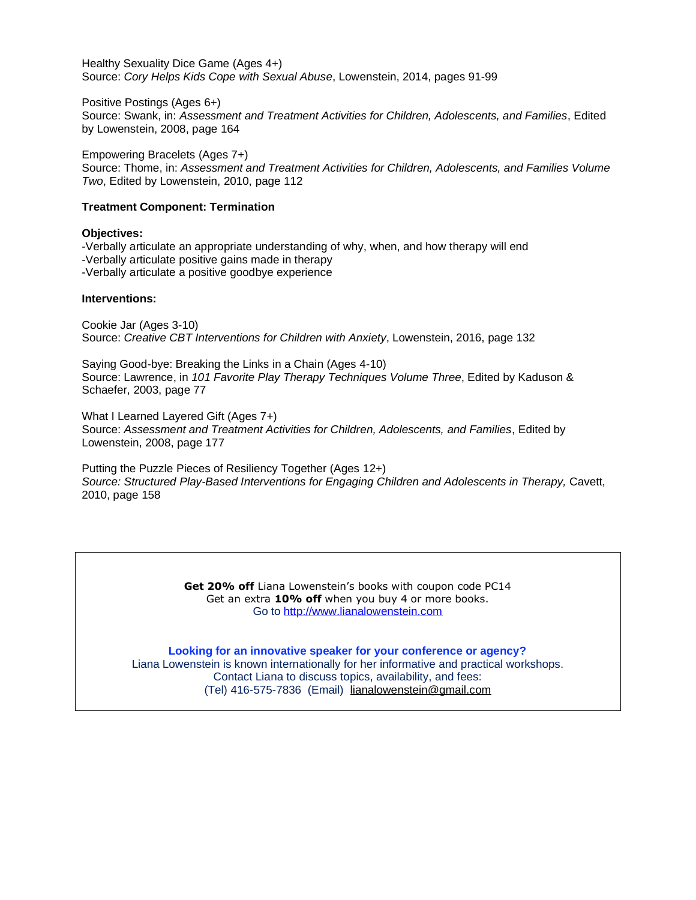Healthy Sexuality Dice Game (Ages 4+)
Source: *Cory Helps Kids Cope with Sexual Abuse*, Lowenstein, 2014, pages 91-99

Positive Postings (Ages 6+)
Source: Swank, in: *Assessment and Treatment Activities for Children, Adolescents, and Families*, Edited by Lowenstein, 2008, page 164

Empowering Bracelets (Ages 7+)
Source: Thome, in: *Assessment and Treatment Activities for Children, Adolescents, and Families Volume Two*, Edited by Lowenstein, 2010, page 112

**Treatment Component: Termination**

**Objectives:**
-Verbally articulate an appropriate understanding of why, when, and how therapy will end
-Verbally articulate positive gains made in therapy
-Verbally articulate a positive goodbye experience

**Interventions:**

Cookie Jar (Ages 3-10)
Source: *Creative CBT Interventions for Children with Anxiety*, Lowenstein, 2016, page 132

Saying Good-bye: Breaking the Links in a Chain (Ages 4-10)
Source: Lawrence, in *101 Favorite Play Therapy Techniques Volume Three*, Edited by Kaduson & Schaefer, 2003, page 77

What I Learned Layered Gift (Ages 7+)
Source: *Assessment and Treatment Activities for Children, Adolescents, and Families*, Edited by Lowenstein, 2008, page 177

Putting the Puzzle Pieces of Resiliency Together (Ages 12+)
*Source: Structured Play-Based Interventions for Engaging Children and Adolescents in Therapy,* Cavett, 2010, page 158

**Get 20% off** Liana Lowenstein's books with coupon code PC14
Get an extra **10% off** when you buy 4 or more books.
Go to http://www.lianalowenstein.com

**Looking for an innovative speaker for your conference or agency?**
Liana Lowenstein is known internationally for her informative and practical workshops.
Contact Liana to discuss topics, availability, and fees:
(Tel) 416-575-7836 (Email) lianalowenstein@gmail.com